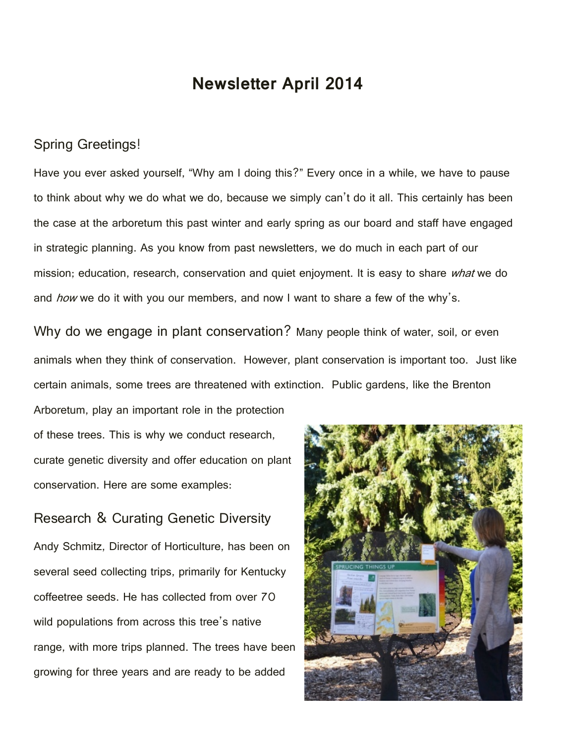# Newsletter April 2014

## Spring Greetings!

Have you ever asked yourself, "Why am I doing this?" Every once in a while, we have to pause to think about why we do what we do, because we simply can't do it all. This certainly has been the case at the arboretum this past winter and early spring as our board and staff have engaged in strategic planning. As you know from past newsletters, we do much in each part of our mission; education, research, conservation and quiet enjoyment. It is easy to share *what* we do and *how* we do it with you our members, and now I want to share a few of the why's.

**Why do we engage in plant conservation?** Many people think of water, soil, or even animals when they think of conservation. However, plant conservation is important too. Just like certain animals, some trees are threatened with extinction. Public gardens, like the Brenton Arboretum, play an important role in the protection of these trees. This is why we conduct research, curate genetic diversity and offer education on plant conservation. Here are some examples:

## Research & Curating Genetic Diversity

Andy Schmitz, Director of Horticulture, has been on several seed collecting trips, primarily for Kentucky coffeetree seeds. He has collected from over 70 wild populations from across this tree's native range, with more trips planned. The trees have been growing for three years and are ready to be added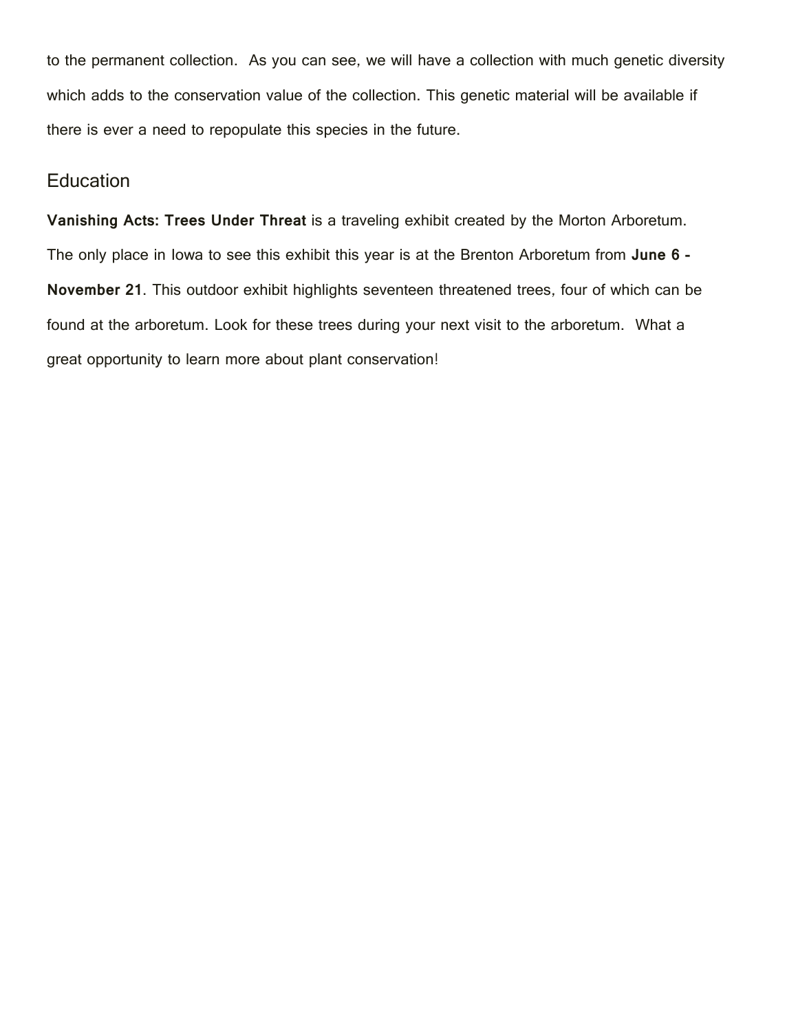to the permanent collection. As you can see, we will have a collection with much genetic diversity which adds to the conservation value of the collection. This genetic material will be available if there is ever a need to repopulate this species in the future.

## Education

**Vanishing Acts: Trees Under Threat** is a traveling exhibit created by the Morton Arboretum. The only place in Iowa to see this exhibit this year is at the Brenton Arboretum from **June 6 - November 21**. This outdoor exhibit highlights seventeen threatened trees, four of which can be found at the arboretum. Look for these trees during your next visit to the arboretum. What a great opportunity to learn more about plant conservation!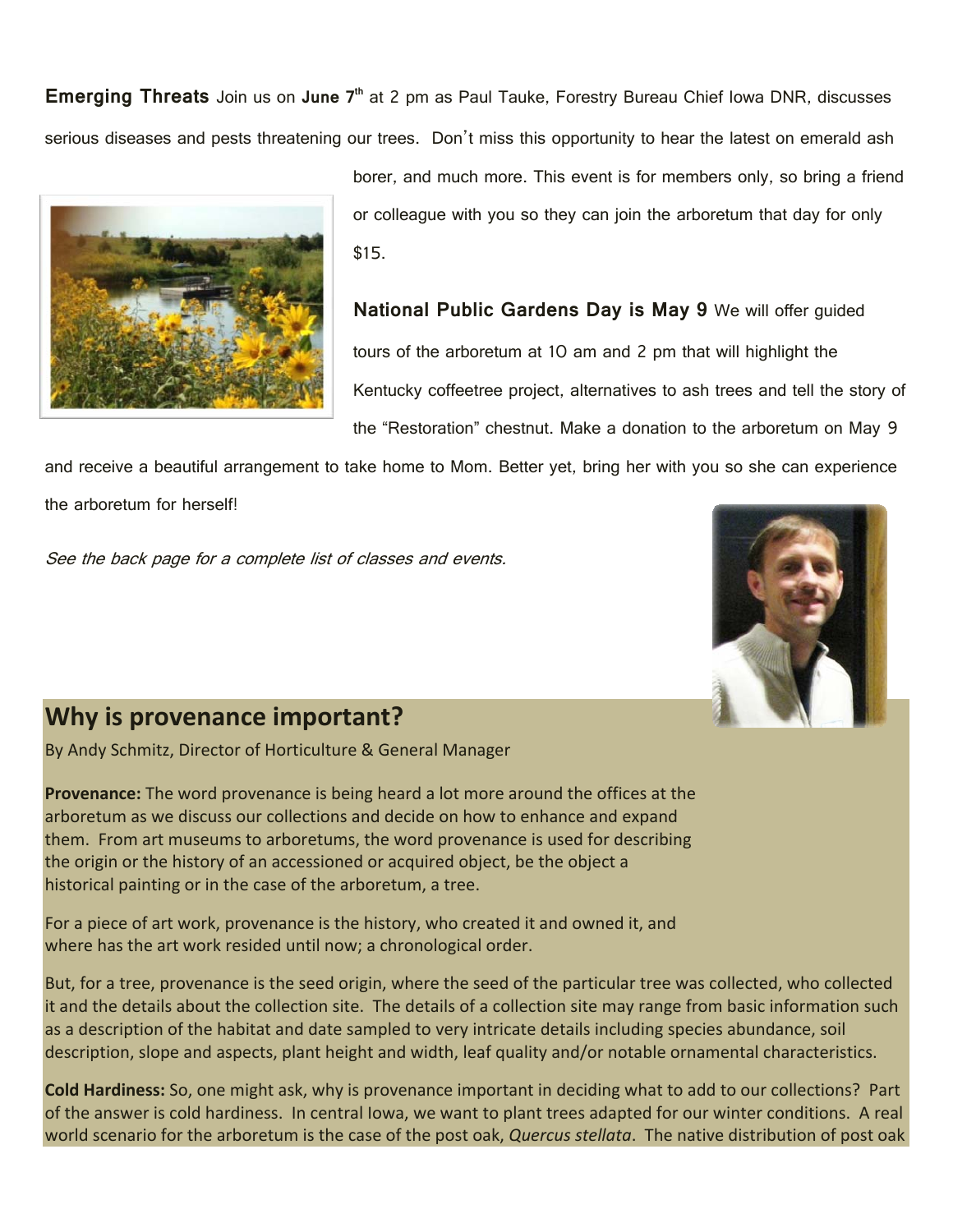**Emerging Threats** Join us on **June 7th** at 2 pm as Paul Tauke, Forestry Bureau Chief Iowa DNR, discusses serious diseases and pests threatening our trees. Don't miss this opportunity to hear the latest on emerald ash borer, and much more. This event is for members only, so bring a friend or colleague with you so they can join the arboretum that day for only $15.

**National Public Gardens Day is May 9** We will offer guided tours of the arboretum at 10 am and 2 pm that will highlight the Kentucky coffeetree project, alternatives to ash trees and tell the story of the "Restoration" chestnut. Make a donation to the arboretum on May 9 and receive a beautiful arrangement to take home to Mom. Better yet, bring her with you so she can experience the arboretum for herself!

*See the back page for a complete list of classes and events.*

## Why is provenance important?

By Andy Schmitz, Director of Horticulture & General Manager

**Provenance:** The word provenance is being heard a lot more around the offices at the arboretum as we discuss our collections and decide on how to enhance and expand them. From art museums to arboretums, the word provenance is used for describing the origin or the history of an accessioned or acquired object, be the object a historical painting or in the case of the arboretum, a tree.

For a piece of art work, provenance is the history, who created it and owned it, and where has the art work resided until now; a chronological order.

But, for a tree, provenance is the seed origin, where the seed of the particular tree was collected, who collected it and the details about the collection site. The details of a collection site may range from basic information such as a description of the habitat and date sampled to very intricate details including species abundance, soil description, slope and aspects, plant height and width, leaf quality and/or notable ornamental characteristics.

**Cold Hardiness:** So, one might ask, why is provenance important in deciding what to add to our collections? Part of the answer is cold hardiness. In central Iowa, we want to plant trees adapted for our winter conditions. A real world scenario for the arboretum is the case of the post oak, *Quercus stellata*. The native distribution of post oak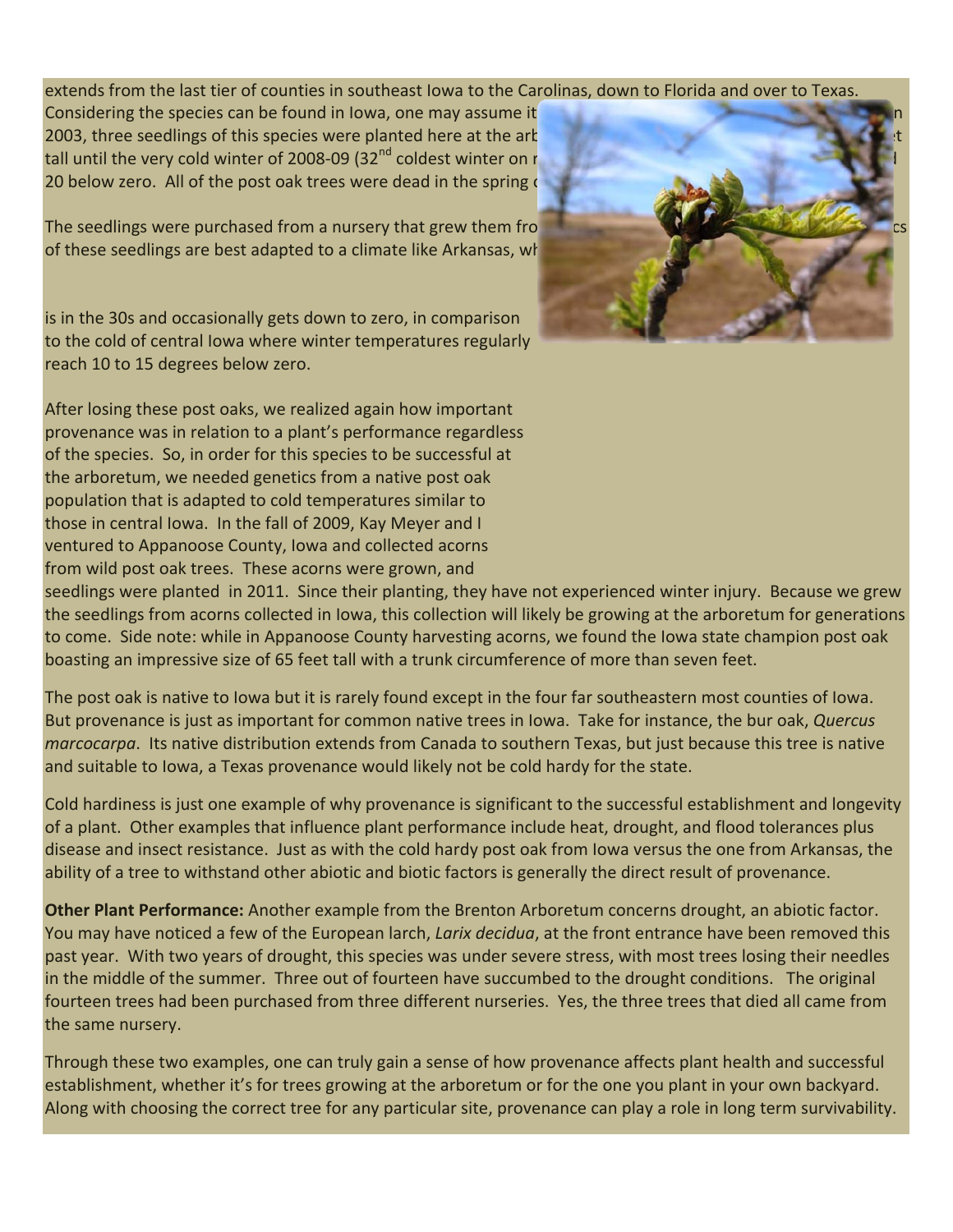extends from the last tier of counties in southeast Iowa to the Carolinas, down to Florida and over to Texas. Considering the species can be found in Iowa, one may assume it n 2003, three seedlings of this species were planted here at the arb t tall until the very cold winter of 2008-09 (32nd coldest winter on r 20 below zero. All of the post oak trees were dead in the spring c

The seedlings were purchased from a nursery that grew them fro cs of these seedlings are best adapted to a climate like Arkansas, wh

is in the 30s and occasionally gets down to zero, in comparison to the cold of central Iowa where winter temperatures regularly reach 10 to 15 degrees below zero.

After losing these post oaks, we realized again how important provenance was in relation to a plant's performance regardless of the species. So, in order for this species to be successful at the arboretum, we needed genetics from a native post oak population that is adapted to cold temperatures similar to those in central Iowa. In the fall of 2009, Kay Meyer and I ventured to Appanoose County, Iowa and collected acorns from wild post oak trees. These acorns were grown, and seedlings were planted in 2011. Since their planting, they have not experienced winter injury. Because we grew the seedlings from acorns collected in Iowa, this collection will likely be growing at the arboretum for generations to come. Side note: while in Appanoose County harvesting acorns, we found the Iowa state champion post oak boasting an impressive size of 65 feet tall with a trunk circumference of more than seven feet.

The post oak is native to Iowa but it is rarely found except in the four far southeastern most counties of Iowa. But provenance is just as important for common native trees in Iowa. Take for instance, the bur oak, *Quercus marcocarpa*. Its native distribution extends from Canada to southern Texas, but just because this tree is native and suitable to Iowa, a Texas provenance would likely not be cold hardy for the state.

Cold hardiness is just one example of why provenance is significant to the successful establishment and longevity of a plant. Other examples that influence plant performance include heat, drought, and flood tolerances plus disease and insect resistance. Just as with the cold hardy post oak from Iowa versus the one from Arkansas, the ability of a tree to withstand other abiotic and biotic factors is generally the direct result of provenance.

**Other Plant Performance:** Another example from the Brenton Arboretum concerns drought, an abiotic factor. You may have noticed a few of the European larch, *Larix decidua*, at the front entrance have been removed this past year. With two years of drought, this species was under severe stress, with most trees losing their needles in the middle of the summer. Three out of fourteen have succumbed to the drought conditions. The original fourteen trees had been purchased from three different nurseries. Yes, the three trees that died all came from the same nursery.

Through these two examples, one can truly gain a sense of how provenance affects plant health and successful establishment, whether it's for trees growing at the arboretum or for the one you plant in your own backyard. Along with choosing the correct tree for any particular site, provenance can play a role in long term survivability.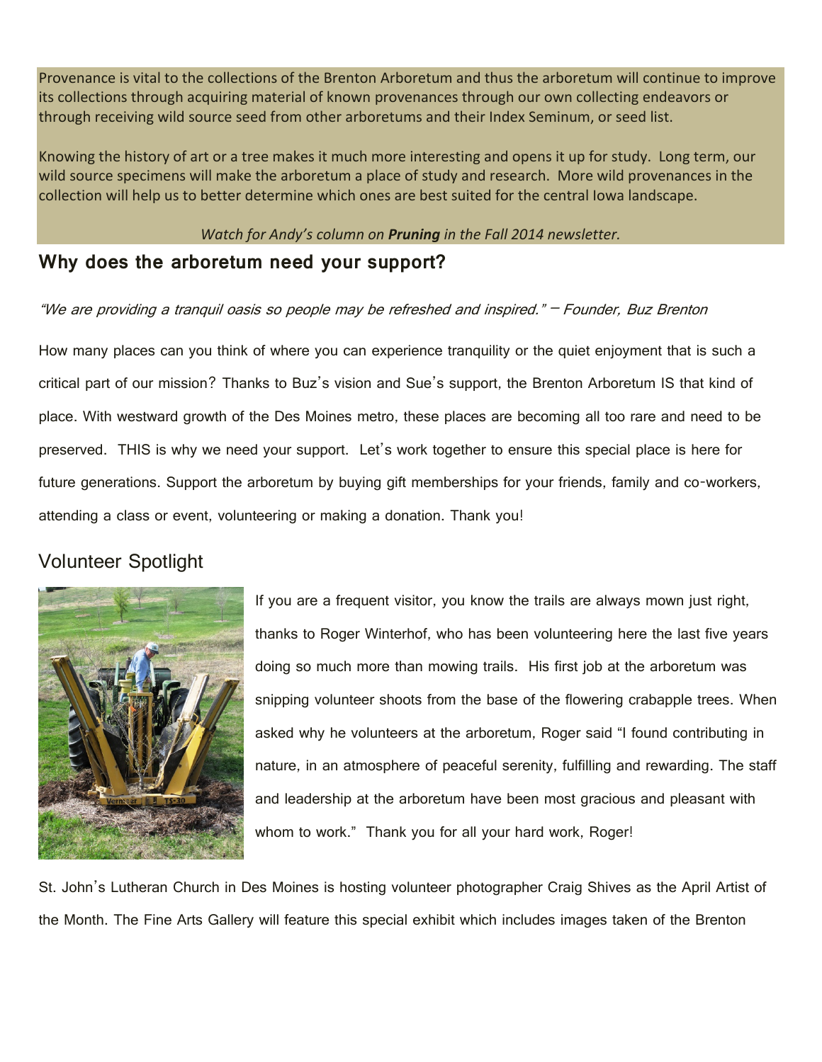Provenance is vital to the collections of the Brenton Arboretum and thus the arboretum will continue to improve its collections through acquiring material of known provenances through our own collecting endeavors or through receiving wild source seed from other arboretums and their Index Seminum, or seed list.

Knowing the history of art or a tree makes it much more interesting and opens it up for study. Long term, our wild source specimens will make the arboretum a place of study and research. More wild provenances in the collection will help us to better determine which ones are best suited for the central Iowa landscape.

*Watch for Andy's column on **Pruning** in the Fall 2014 newsletter.*

## Why does the arboretum need your support?

*"We are providing a tranquil oasis so people may be refreshed and inspired." — Founder, Buz Brenton*

How many places can you think of where you can experience tranquility or the quiet enjoyment that is such a critical part of our mission? Thanks to Buz's vision and Sue's support, the Brenton Arboretum IS that kind of place. With westward growth of the Des Moines metro, these places are becoming all too rare and need to be preserved. THIS is why we need your support. Let's work together to ensure this special place is here for future generations. Support the arboretum by buying gift memberships for your friends, family and co-workers, attending a class or event, volunteering or making a donation. Thank you!

## Volunteer Spotlight

If you are a frequent visitor, you know the trails are always mown just right, thanks to Roger Winterhof, who has been volunteering here the last five years doing so much more than mowing trails. His first job at the arboretum was snipping volunteer shoots from the base of the flowering crabapple trees. When asked why he volunteers at the arboretum, Roger said "I found contributing in nature, in an atmosphere of peaceful serenity, fulfilling and rewarding. The staff and leadership at the arboretum have been most gracious and pleasant with whom to work." Thank you for all your hard work, Roger!

St. John's Lutheran Church in Des Moines is hosting volunteer photographer Craig Shives as the April Artist of the Month. The Fine Arts Gallery will feature this special exhibit which includes images taken of the Brenton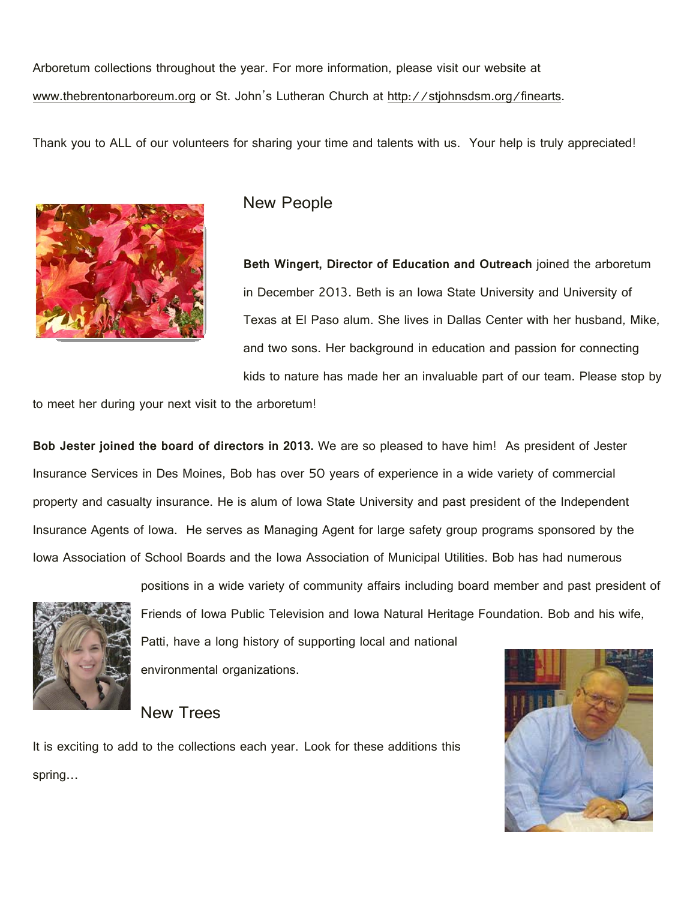Arboretum collections throughout the year. For more information, please visit our website at www.thebrentonarboreum.org or St. John's Lutheran Church at http://stjohnsdsm.org/finearts.

Thank you to ALL of our volunteers for sharing your time and talents with us. Your help is truly appreciated!

## New People

**Beth Wingert, Director of Education and Outreach** joined the arboretum in December 2013. Beth is an Iowa State University and University of Texas at El Paso alum. She lives in Dallas Center with her husband, Mike, and two sons. Her background in education and passion for connecting kids to nature has made her an invaluable part of our team. Please stop by to meet her during your next visit to the arboretum!

**Bob Jester joined the board of directors in 2013.** We are so pleased to have him! As president of Jester Insurance Services in Des Moines, Bob has over 50 years of experience in a wide variety of commercial property and casualty insurance. He is alum of Iowa State University and past president of the Independent Insurance Agents of Iowa. He serves as Managing Agent for large safety group programs sponsored by the Iowa Association of School Boards and the Iowa Association of Municipal Utilities. Bob has had numerous positions in a wide variety of community affairs including board member and past president of Friends of Iowa Public Television and Iowa Natural Heritage Foundation. Bob and his wife, Patti, have a long history of supporting local and national environmental organizations.

## New Trees

It is exciting to add to the collections each year. Look for these additions this spring…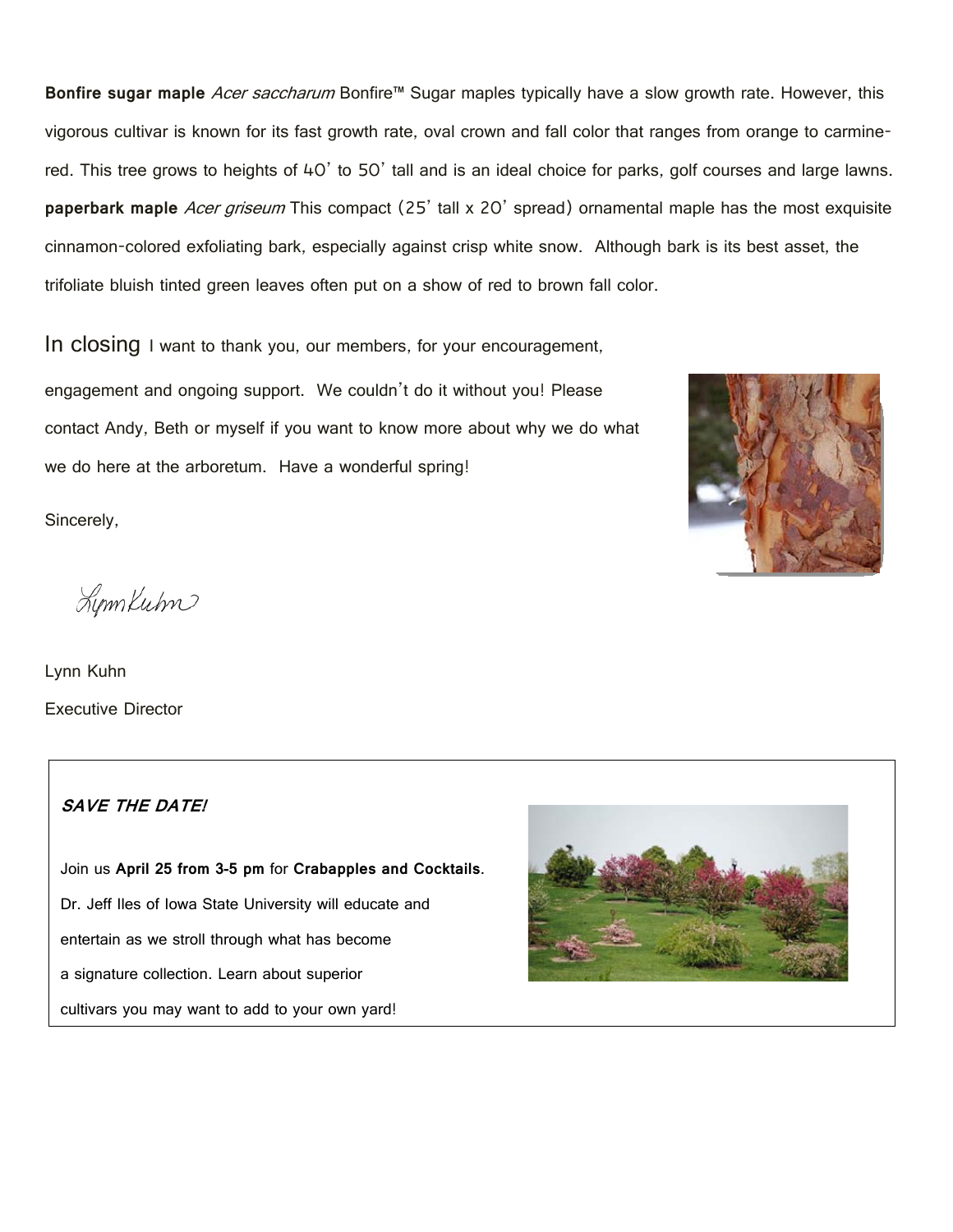**Bonfire sugar maple** *Acer saccharum* Bonfire™ Sugar maples typically have a slow growth rate. However, this vigorous cultivar is known for its fast growth rate, oval crown and fall color that ranges from orange to carmine-red. This tree grows to heights of 40' to 50' tall and is an ideal choice for parks, golf courses and large lawns.

**paperbark maple** *Acer griseum* This compact (25' tall x 20' spread) ornamental maple has the most exquisite cinnamon-colored exfoliating bark, especially against crisp white snow. Although bark is its best asset, the trifoliate bluish tinted green leaves often put on a show of red to brown fall color.

In closing I want to thank you, our members, for your encouragement, engagement and ongoing support. We couldn't do it without you! Please contact Andy, Beth or myself if you want to know more about why we do what we do here at the arboretum. Have a wonderful spring!

Sincerely,

Lynn Kuhn

Lynn Kuhn

Executive Director

***SAVE THE DATE!***

Join us **April 25 from 3-5 pm** for **Crabapples and Cocktails**. Dr. Jeff Iles of Iowa State University will educate and entertain as we stroll through what has become a signature collection. Learn about superior cultivars you may want to add to your own yard!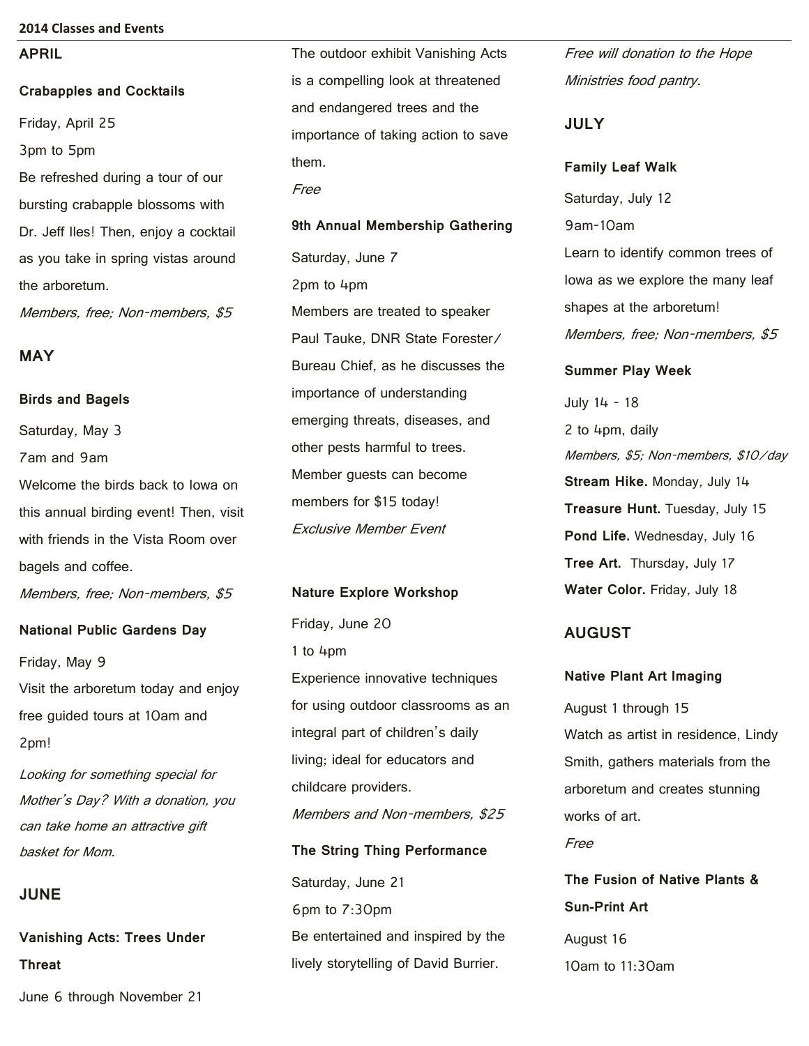# 2014 Classes and Events

## APRIL

### Crabapples and Cocktails

Friday, April 25

3pm to 5pm

Be refreshed during a tour of our bursting crabapple blossoms with Dr. Jeff Iles! Then, enjoy a cocktail as you take in spring vistas around the arboretum.

*Members, free; Non-members, $5*

## MAY

### Birds and Bagels

Saturday, May 3

7am and 9am

Welcome the birds back to Iowa on this annual birding event! Then, visit with friends in the Vista Room over bagels and coffee.

*Members, free; Non-members, $5*

### National Public Gardens Day

Friday, May 9

Visit the arboretum today and enjoy free guided tours at 10am and 2pm!

*Looking for something special for Mother's Day? With a donation, you can take home an attractive gift basket for Mom.*

## JUNE

### Vanishing Acts: Trees Under Threat

June 6 through November 21

The outdoor exhibit Vanishing Acts is a compelling look at threatened and endangered trees and the importance of taking action to save them.

*Free*

### 9th Annual Membership Gathering

Saturday, June 7

2pm to 4pm

Members are treated to speaker Paul Tauke, DNR State Forester/ Bureau Chief, as he discusses the importance of understanding emerging threats, diseases, and other pests harmful to trees. Member guests can become members for $15 today!

*Exclusive Member Event*

### Nature Explore Workshop

Friday, June 20

1 to 4pm

Experience innovative techniques for using outdoor classrooms as an integral part of children's daily living; ideal for educators and childcare providers.

*Members and Non-members, $25*

### The String Thing Performance

Saturday, June 21

6pm to 7:30pm

Be entertained and inspired by the lively storytelling of David Burrier.

*Free will donation to the Hope Ministries food pantry.*

## JULY

### Family Leaf Walk

Saturday, July 12

9am-10am

Learn to identify common trees of Iowa as we explore the many leaf shapes at the arboretum!

*Members, free; Non-members, $5*

### Summer Play Week

July 14 - 18

2 to 4pm, daily

*Members, $5; Non-members, $10/day*

**Stream Hike.** Monday, July 14

**Treasure Hunt.** Tuesday, July 15

**Pond Life.** Wednesday, July 16

**Tree Art.** Thursday, July 17

**Water Color.** Friday, July 18

## AUGUST

### Native Plant Art Imaging

August 1 through 15

Watch as artist in residence, Lindy Smith, gathers materials from the arboretum and creates stunning works of art.

*Free*

### The Fusion of Native Plants & Sun-Print Art

August 16

10am to 11:30am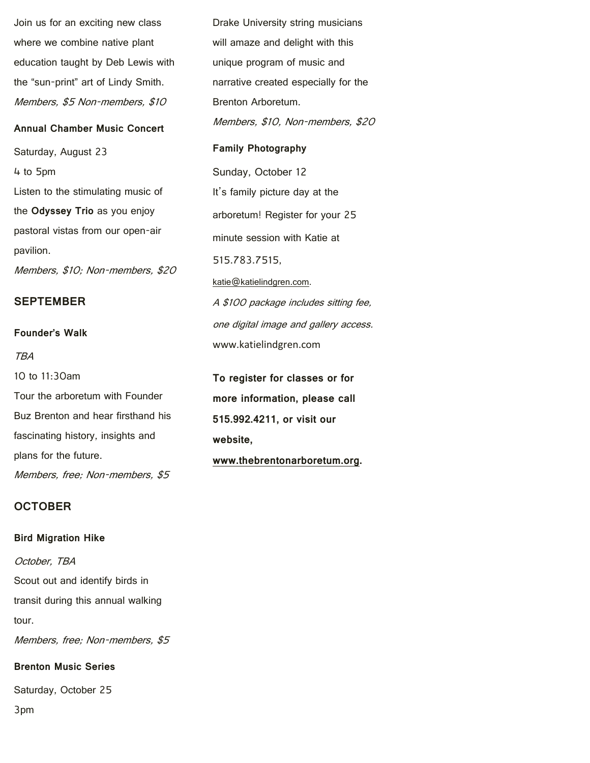Join us for an exciting new class where we combine native plant education taught by Deb Lewis with the "sun-print" art of Lindy Smith.
*Members, $5 Non-members, $10*

**Annual Chamber Music Concert**

Saturday, August 23
4 to 5pm
Listen to the stimulating music of the **Odyssey Trio** as you enjoy pastoral vistas from our open-air pavilion.
*Members, $10; Non-members, $20*

## SEPTEMBER

**Founder's Walk**

*TBA*
10 to 11:30am
Tour the arboretum with Founder Buz Brenton and hear firsthand his fascinating history, insights and plans for the future.
*Members, free; Non-members, $5*

## OCTOBER

**Bird Migration Hike**

*October, TBA*
Scout out and identify birds in transit during this annual walking tour.
*Members, free; Non-members, $5*

**Brenton Music Series**

Saturday, October 25
3pm
Drake University string musicians will amaze and delight with this unique program of music and narrative created especially for the Brenton Arboretum.
*Members, $10, Non-members, $20*

**Family Photography**

Sunday, October 12
It's family picture day at the arboretum! Register for your 25 minute session with Katie at 515.783.7515, katie@katielindgren.com.
*A $100 package includes sitting fee, one digital image and gallery access.*
www.katielindgren.com

**To register for classes or for more information, please call 515.992.4211, or visit our website, www.thebrentonarboretum.org.**